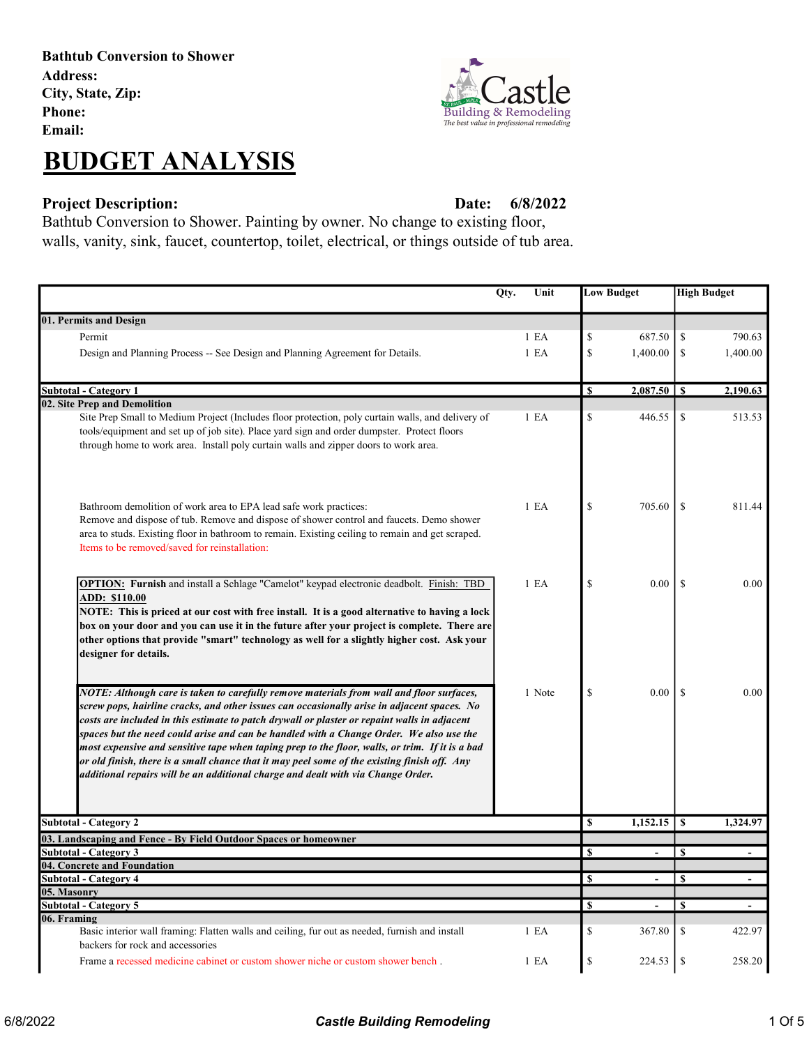**Bathtub Conversion to Shower**
**Address:**
**City, State, Zip:**
**Phone:**
**Email:**

Castle Building & Remodeling
*The best value in professional remodeling*

# BUDGET ANALYSIS

**Project Description:** **Date: 6/8/2022**

Bathtub Conversion to Shower. Painting by owner. No change to existing floor, walls, vanity, sink, faucet, countertop, toilet, electrical, or things outside of tub area.

| | Qty. | Unit | Low Budget | High Budget |
|---|---|---|---|---|
| **01. Permits and Design** | | | | |
| Permit | 1 | EA | $ 687.50 | $ 790.63 |
| Design and Planning Process -- See Design and Planning Agreement for Details. | 1 | EA | $ 1,400.00 | $ 1,400.00 |
| **Subtotal - Category 1** | | | **$ 2,087.50** | **$ 2,190.63** |
| **02. Site Prep and Demolition** | | | | |
| Site Prep Small to Medium Project (Includes floor protection, poly curtain walls, and delivery of tools/equipment and set up of job site). Place yard sign and order dumpster. Protect floors through home to work area. Install poly curtain walls and zipper doors to work area. | 1 | EA | $ 446.55 | $ 513.53 |
| Bathroom demolition of work area to EPA lead safe work practices: Remove and dispose of tub. Remove and dispose of shower control and faucets. Demo shower area to studs. Existing floor in bathroom to remain. Existing ceiling to remain and get scraped. Items to be removed/saved for reinstallation: | 1 | EA | $ 705.60 | $ 811.44 |
| **OPTION: Furnish** and install a Schlage "Camelot" keypad electronic deadbolt. Finish: TBD **ADD: $110.00** **NOTE: This is priced at our cost with free install. It is a good alternative to having a lock box on your door and you can use it in the future after your project is complete. There are other options that provide "smart" technology as well for a slightly higher cost. Ask your designer for details.** | 1 | EA | $ 0.00 | $ 0.00 |
| ***NOTE: Although care is taken to carefully remove materials from wall and floor surfaces, screw pops, hairline cracks, and other issues can occasionally arise in adjacent spaces. No costs are included in this estimate to patch drywall or plaster or repaint walls in adjacent spaces but the need could arise and can be handled with a Change Order. We also use the most expensive and sensitive tape when taping prep to the floor, walls, or trim. If it is a bad or old finish, there is a small chance that it may peel some of the existing finish off. Any additional repairs will be an additional charge and dealt with via Change Order.*** | 1 | Note | $ 0.00 | $ 0.00 |
| **Subtotal - Category 2** | | | **$ 1,152.15** | **$ 1,324.97** |
| **03. Landscaping and Fence - By Field Outdoor Spaces or homeowner** | | | | |
| **Subtotal - Category 3** | | | **$ -** | **$ -** |
| **04. Concrete and Foundation** | | | | |
| **Subtotal - Category 4** | | | **$ -** | **$ -** |
| **05. Masonry** | | | | |
| **Subtotal - Category 5** | | | **$ -** | **$ -** |
| **06. Framing** | | | | |
| Basic interior wall framing: Flatten walls and ceiling, fur out as needed, furnish and install backers for rock and accessories | 1 | EA | $ 367.80 | $ 422.97 |
| Frame a recessed medicine cabinet or custom shower niche or custom shower bench . | 1 | EA | $ 224.53 | $ 258.20 |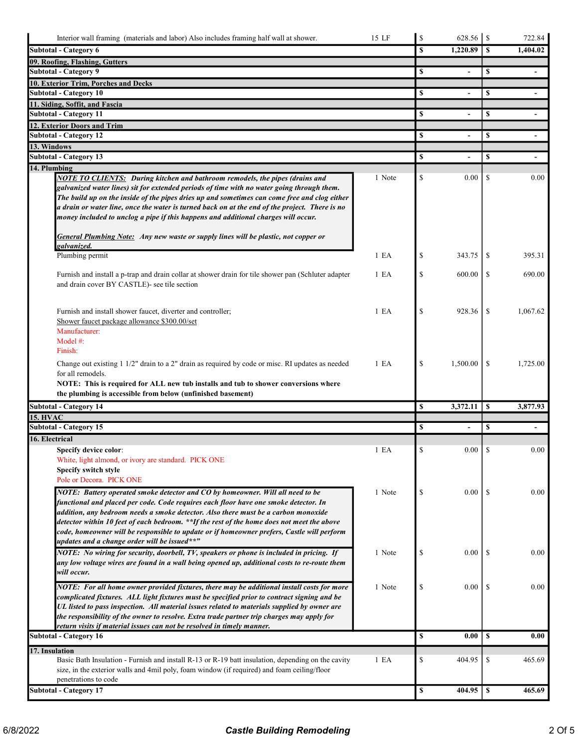| Description | Qty | Cost | | Price | |
|---|---|---|---|---|---|
| Interior wall framing (materials and labor) Also includes framing half wall at shower. | 15 LF | $ | 628.56 | $ | 722.84 |
| **Subtotal - Category 6** | | **$** | **1,220.89** | **$** | **1,404.02** |
| **09. Roofing, Flashing, Gutters** | | | | | |
| **Subtotal - Category 9** | | **$** | **-** | **$** | **-** |
| **10. Exterior Trim, Porches and Decks** | | | | | |
| **Subtotal - Category 10** | | **$** | **-** | **$** | **-** |
| **11. Siding, Soffit, and Fascia** | | | | | |
| **Subtotal - Category 11** | | **$** | **-** | **$** | **-** |
| **12. Exterior Doors and Trim** | | | | | |
| **Subtotal - Category 12** | | **$** | **-** | **$** | **-** |
| **13. Windows** | | | | | |
| **Subtotal - Category 13** | | **$** | **-** | **$** | **-** |
| **14. Plumbing** | | | | | |
| ***NOTE TO CLIENTS:*** ***During kitchen and bathroom remodels, the pipes (drains and galvanized water lines) sit for extended periods of time with no water going through them. The build up on the inside of the pipes dries up and sometimes can come free and clog either a drain or water line, once the water is turned back on at the end of the project. There is no money included to unclog a pipe if this happens and additional charges will occur.*** ***General Plumbing Note:*** ***Any new waste or supply lines will be plastic, not copper or galvanized.*** | 1 Note | $ | 0.00 | $ | 0.00 |
| Plumbing permit | 1 EA | $ | 343.75 | $ | 395.31 |
| Furnish and install a p-trap and drain collar at shower drain for tile shower pan (Schluter adapter and drain cover BY CASTLE)- see tile section | 1 EA | $ | 600.00 | $ | 690.00 |
| Furnish and install shower faucet, diverter and controller; Shower faucet package allowance $300.00/set Manufacturer: Model #: Finish: | 1 EA | $ | 928.36 | $ | 1,067.62 |
| Change out existing 1 1/2" drain to a 2" drain as required by code or misc. RI updates as needed for all remodels. **NOTE: This is required for ALL new tub installs and tub to shower conversions where the plumbing is accessible from below (unfinished basement)** | 1 EA | $ | 1,500.00 | $ | 1,725.00 |
| **Subtotal - Category 14** | | **$** | **3,372.11** | **$** | **3,877.93** |
| **15. HVAC** | | | | | |
| **Subtotal - Category 15** | | **$** | **-** | **$** | **-** |
| **16. Electrical** | | | | | |
| **Specify device color**: White, light almond, or ivory are standard. PICK ONE **Specify switch style** Pole or Decora. PICK ONE | 1 EA | $ | 0.00 | $ | 0.00 |
| ***NOTE: Battery operated smoke detector and CO by homeowner. Will all need to be functional and placed per code. Code requires each floor have one smoke detector. In addition, any bedroom needs a smoke detector. Also there must be a carbon monoxide detector within 10 feet of each bedroom. \*\*If the rest of the home does not meet the above code, homeowner will be responsible to update or if homeowner prefers, Castle will perform updates and a change order will be issued\*\*"*** | 1 Note | $ | 0.00 | $ | 0.00 |
| ***NOTE: No wiring for security, doorbell, TV, speakers or phone is included in pricing. If any low voltage wires are found in a wall being opened up, additional costs to re-route them will occur.*** | 1 Note | $ | 0.00 | $ | 0.00 |
| ***NOTE: For all home owner provided fixtures, there may be additional install costs for more complicated fixtures. ALL light fixtures must be specified prior to contract signing and be UL listed to pass inspection. All material issues related to materials supplied by owner are the responsibility of the owner to resolve. Extra trade partner trip charges may apply for return visits if material issues can not be resolved in timely manner.*** | 1 Note | $ | 0.00 | $ | 0.00 |
| **Subtotal - Category 16** | | **$** | **0.00** | **$** | **0.00** |
| **17. Insulation** | | | | | |
| Basic Bath Insulation - Furnish and install R-13 or R-19 batt insulation, depending on the cavity size, in the exterior walls and 4mil poly, foam window (if required) and foam ceiling/floor penetrations to code | 1 EA | $ | 404.95 | $ | 465.69 |
| **Subtotal - Category 17** | | **$** | **404.95** | **$** | **465.69** |

6/8/2022 ***Castle Building Remodeling***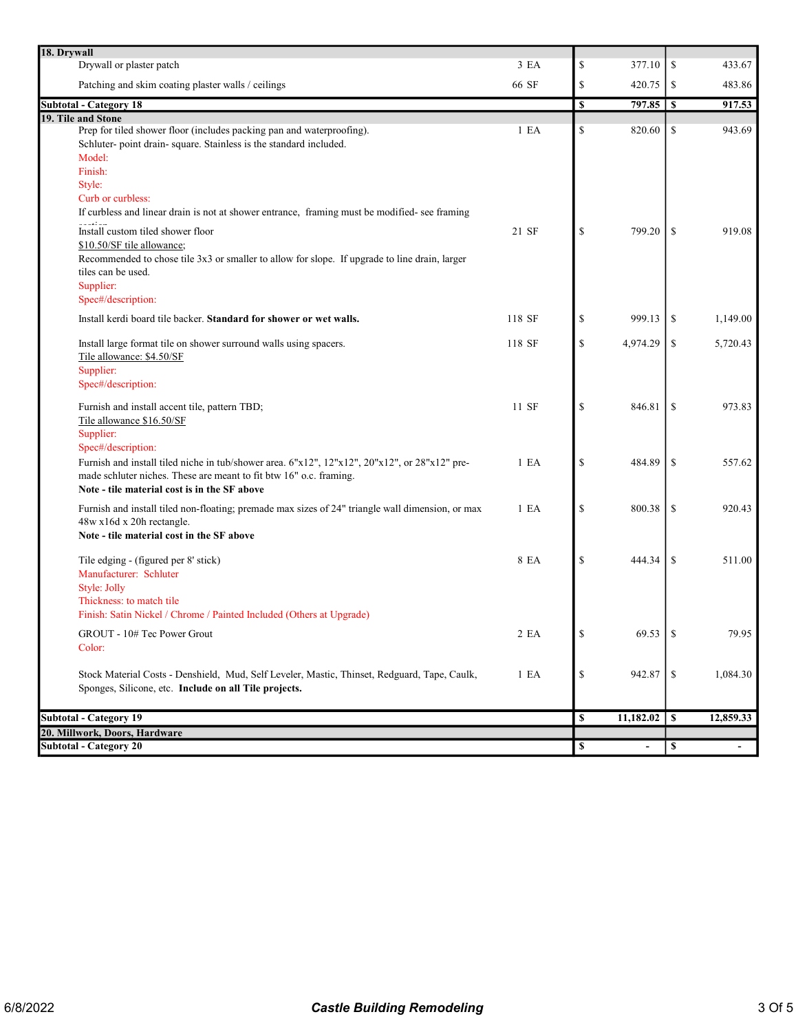| Description | Qty | | Cost | | Price |
|---|---|---|---|---|---|
| **18. Drywall** | | | | | |
| Drywall or plaster patch | 3 EA | $ | 377.10 | $ | 433.67 |
| Patching and skim coating plaster walls / ceilings | 66 SF | $ | 420.75 | $ | 483.86 |
| **Subtotal - Category 18** | | **$** | **797.85** | **$** | **917.53** |
| **19. Tile and Stone** | | | | | |
| Prep for tiled shower floor (includes packing pan and waterproofing).<br>Schluter- point drain- square. Stainless is the standard included.<br>Model:<br>Finish:<br>Style:<br>Curb or curbless:<br>If curbless and linear drain is not at shower entrance, framing must be modified- see framing section | 1 EA | $ | 820.60 | $ | 943.69 |
| Install custom tiled shower floor<br>$10.50/SF tile allowance;<br>Recommended to chose tile 3x3 or smaller to allow for slope. If upgrade to line drain, larger tiles can be used.<br>Supplier:<br>Spec#/description: | 21 SF | $ | 799.20 | $ | 919.08 |
| Install kerdi board tile backer. **Standard for shower or wet walls.** | 118 SF | $ | 999.13 | $ | 1,149.00 |
| Install large format tile on shower surround walls using spacers.<br>Tile allowance: $4.50/SF<br>Supplier:<br>Spec#/description: | 118 SF | $ | 4,974.29 | $ | 5,720.43 |
| Furnish and install accent tile, pattern TBD;<br>Tile allowance $16.50/SF<br>Supplier:<br>Spec#/description: | 11 SF | $ | 846.81 | $ | 973.83 |
| Furnish and install tiled niche in tub/shower area. 6"x12", 12"x12", 20"x12", or 28"x12" pre-made schluter niches. These are meant to fit btw 16" o.c. framing.<br>**Note - tile material cost is in the SF above** | 1 EA | $ | 484.89 | $ | 557.62 |
| Furnish and install tiled non-floating; premade max sizes of 24" triangle wall dimension, or max 48w x16d x 20h rectangle.<br>**Note - tile material cost in the SF above** | 1 EA | $ | 800.38 | $ | 920.43 |
| Tile edging - (figured per 8' stick)<br>Manufacturer: Schluter<br>Style: Jolly<br>Thickness: to match tile<br>Finish: Satin Nickel / Chrome / Painted Included (Others at Upgrade) | 8 EA | $ | 444.34 | $ | 511.00 |
| GROUT - 10# Tec Power Grout<br>Color: | 2 EA | $ | 69.53 | $ | 79.95 |
| Stock Material Costs - Denshield, Mud, Self Leveler, Mastic, Thinset, Redguard, Tape, Caulk, Sponges, Silicone, etc. **Include on all Tile projects.** | 1 EA | $ | 942.87 | $ | 1,084.30 |
| **Subtotal - Category 19** | | **$** | **11,182.02** | **$** | **12,859.33** |
| **20. Millwork, Doors, Hardware** | | | | | |
| **Subtotal - Category 20** | | **$** | **-** | **$** | **-** |

6/8/2022 — *Castle Building Remodeling*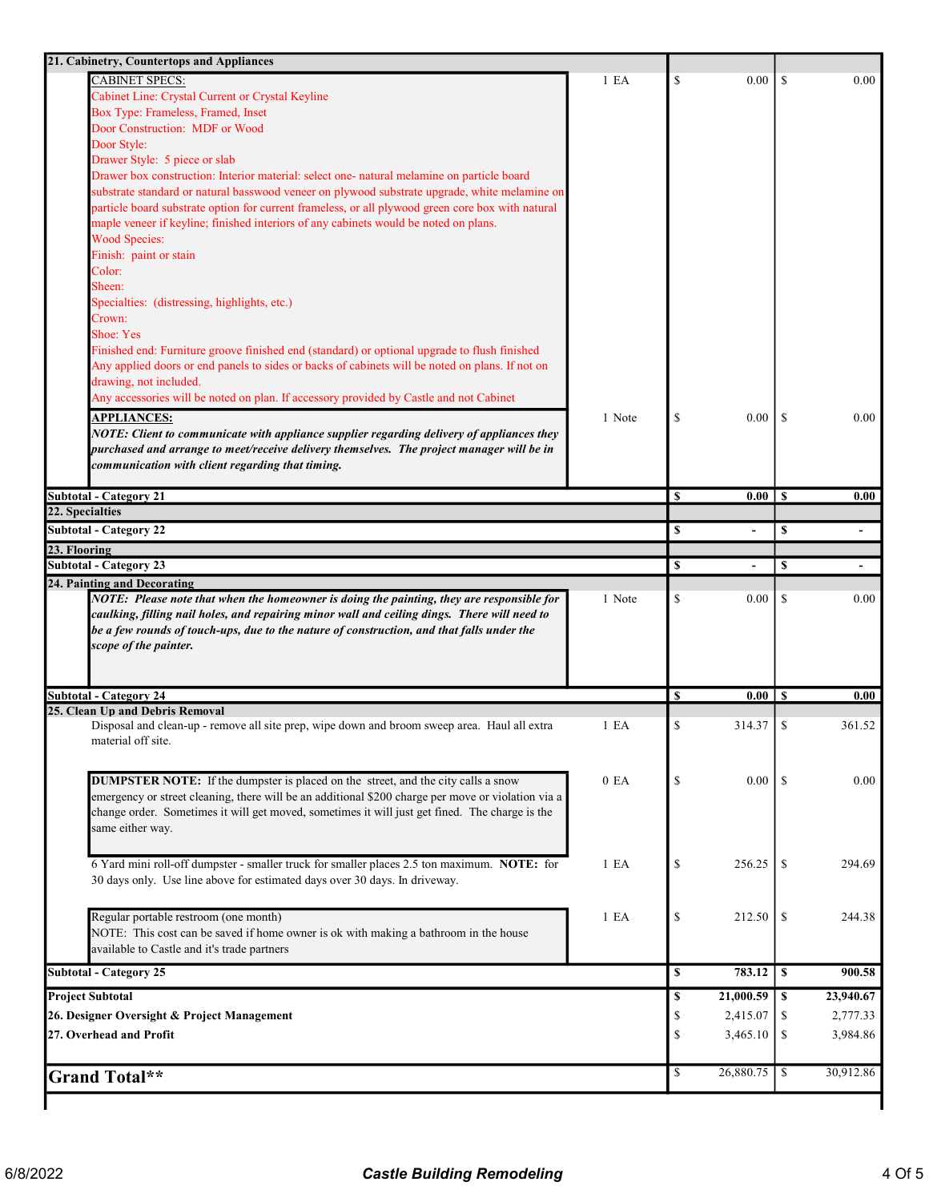| 21. Cabinetry, Countertops and Appliances | | | |
|---|---|---|---|
| CABINET SPECS:<br>Cabinet Line: Crystal Current or Crystal Keyline<br>Box Type: Frameless, Framed, Inset<br>Door Construction: MDF or Wood<br>Door Style:<br>Drawer Style: 5 piece or slab<br>Drawer box construction: Interior material: select one- natural melamine on particle board substrate standard or natural basswood veneer on plywood substrate upgrade, white melamine on particle board substrate option for current frameless, or all plywood green core box with natural maple veneer if keyline; finished interiors of any cabinets would be noted on plans.<br>Wood Species:<br>Finish: paint or stain<br>Color:<br>Sheen:<br>Specialties: (distressing, highlights, etc.)<br>Crown:<br>Shoe: Yes<br>Finished end: Furniture groove finished end (standard) or optional upgrade to flush finished<br>Any applied doors or end panels to sides or backs of cabinets will be noted on plans. If not on drawing, not included.<br>Any accessories will be noted on plan. If accessory provided by Castle and not Cabinet | 1 EA | $ 0.00 | $ 0.00 |
| **APPLIANCES:**<br>***NOTE: Client to communicate with appliance supplier regarding delivery of appliances they purchased and arrange to meet/receive delivery themselves. The project manager will be in communication with client regarding that timing.*** | 1 Note | $ 0.00 | $ 0.00 |
| **Subtotal - Category 21** | | **$ 0.00** | **$ 0.00** |
| **22. Specialties** | | | |
| **Subtotal - Category 22** | | **$ -** | **$ -** |
| **23. Flooring** | | | |
| **Subtotal - Category 23** | | **$ -** | **$ -** |
| **24. Painting and Decorating** | | | |
| ***NOTE: Please note that when the homeowner is doing the painting, they are responsible for caulking, filling nail holes, and repairing minor wall and ceiling dings. There will need to be a few rounds of touch-ups, due to the nature of construction, and that falls under the scope of the painter.*** | 1 Note | $ 0.00 | $ 0.00 |
| **Subtotal - Category 24** | | **$ 0.00** | **$ 0.00** |
| **25. Clean Up and Debris Removal** | | | |
| Disposal and clean-up - remove all site prep, wipe down and broom sweep area. Haul all extra material off site. | 1 EA | $ 314.37 | $ 361.52 |
| **DUMPSTER NOTE:** If the dumpster is placed on the street, and the city calls a snow emergency or street cleaning, there will be an additional $200 charge per move or violation via a change order. Sometimes it will get moved, sometimes it will just get fined. The charge is the same either way. | 0 EA | $ 0.00 | $ 0.00 |
| 6 Yard mini roll-off dumpster - smaller truck for smaller places 2.5 ton maximum. **NOTE:** for 30 days only. Use line above for estimated days over 30 days. In driveway. | 1 EA | $ 256.25 | $ 294.69 |
| Regular portable restroom (one month)<br>NOTE: This cost can be saved if home owner is ok with making a bathroom in the house available to Castle and it's trade partners | 1 EA | $ 212.50 | $ 244.38 |
| **Subtotal - Category 25** | | **$ 783.12** | **$ 900.58** |
| **Project Subtotal** | | **$ 21,000.59** | **$ 23,940.67** |
| **26. Designer Oversight & Project Management** | | $ 2,415.07 | $ 2,777.33 |
| **27. Overhead and Profit** | | $ 3,465.10 | $ 3,984.86 |
| **Grand Total\*\*** | | $ 26,880.75 | $ 30,912.86 |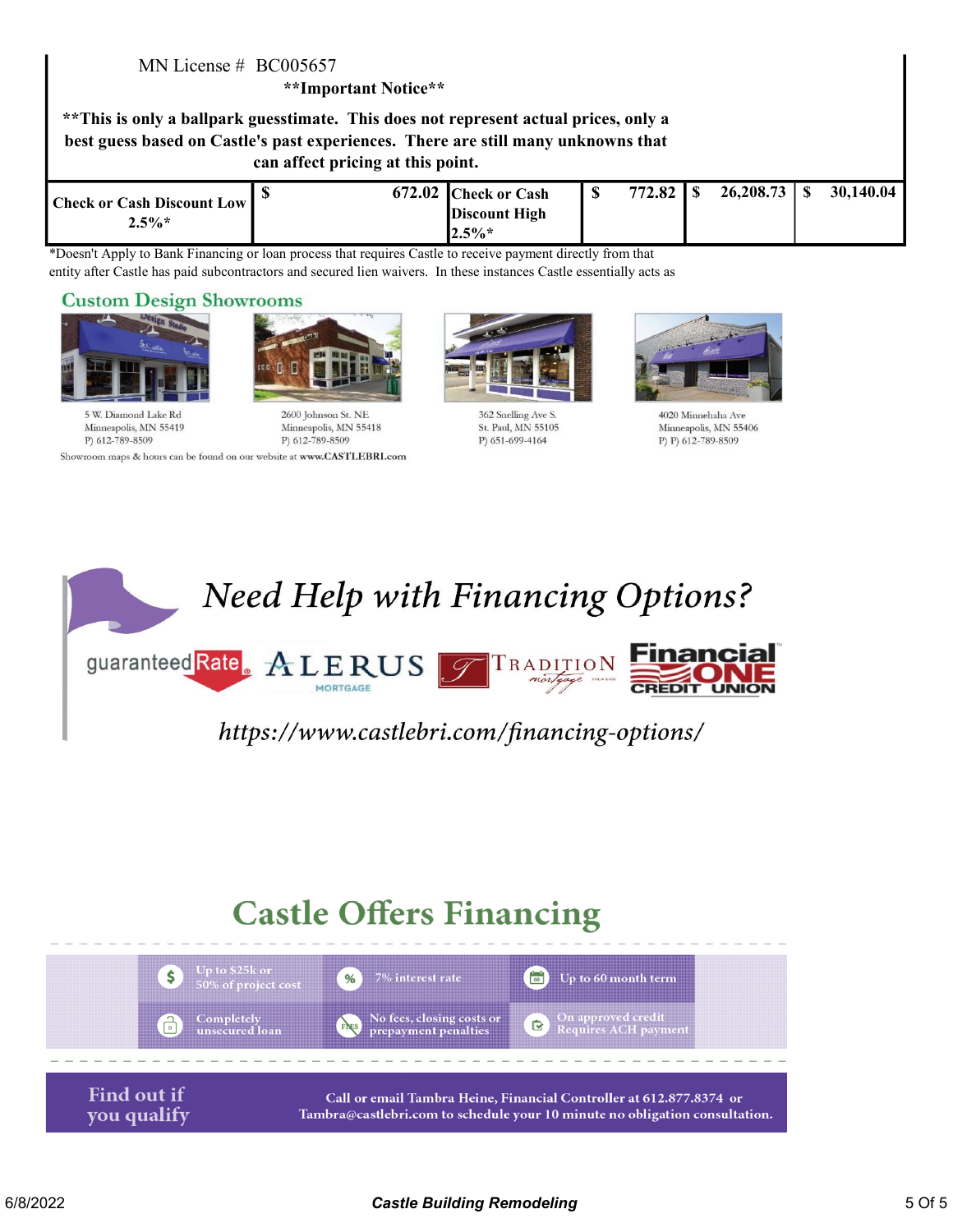MN License # BC005657

**Important Notice**

**This is only a ballpark guesstimate. This does not represent actual prices, only a best guess based on Castle's past experiences. There still many unknowns that can affect pricing at this point.

| | | | | | |
|---|---|---|---|---|---|
| **Check or Cash Discount Low 2.5%*** | **$ 672.02** | **Check or Cash Discount High 2.5%*** | **$ 772.82** | **$ 26,208.73** | **$ 30,140.04** |

*Doesn't Apply to Bank Financing or loan process that requires Castle to receive payment directly from that entity after Castle has paid subcontractors and secured lien waivers. In these instances Castle essentially acts as

## Custom Design Showrooms

5 W. Diamond Lake Rd
Minneapolis, MN 55419
P) 612-789-8509

2600 Johnson St. NE
Minneapolis, MN 55418
P) 612-789-8509

362 Snelling Ave S.
St. Paul, MN 55105
P) 651-699-4164

4020 Minnehaha Ave
Minneapolis, MN 55406
P) P) 612-789-8509

Showroom maps & hours can be found on our website at **www.CASTLEBRI.com**

## *Need Help with Financing Options?*

guaranteedRate ALERUS MORTGAGE TRADITION mortgage Financial ONE CREDIT UNION

*https://www.castlebri.com/financing-options/*

## Castle Offers Financing

- Up to $25k or 50% of project cost
- 7% interest rate
- Up to 60 month term
- Completely unsecured loan
- No fees, closing costs or prepayment penalties
- On approved credit Requires ACH payment

**Find out if you qualify**

Call or email Tambra Heine, Financial Controller at 612.877.8374 or Tambra@castlebri.com to schedule your 10 minute no obligation consultation.

6/8/2022 | *Castle Building Remodeling*